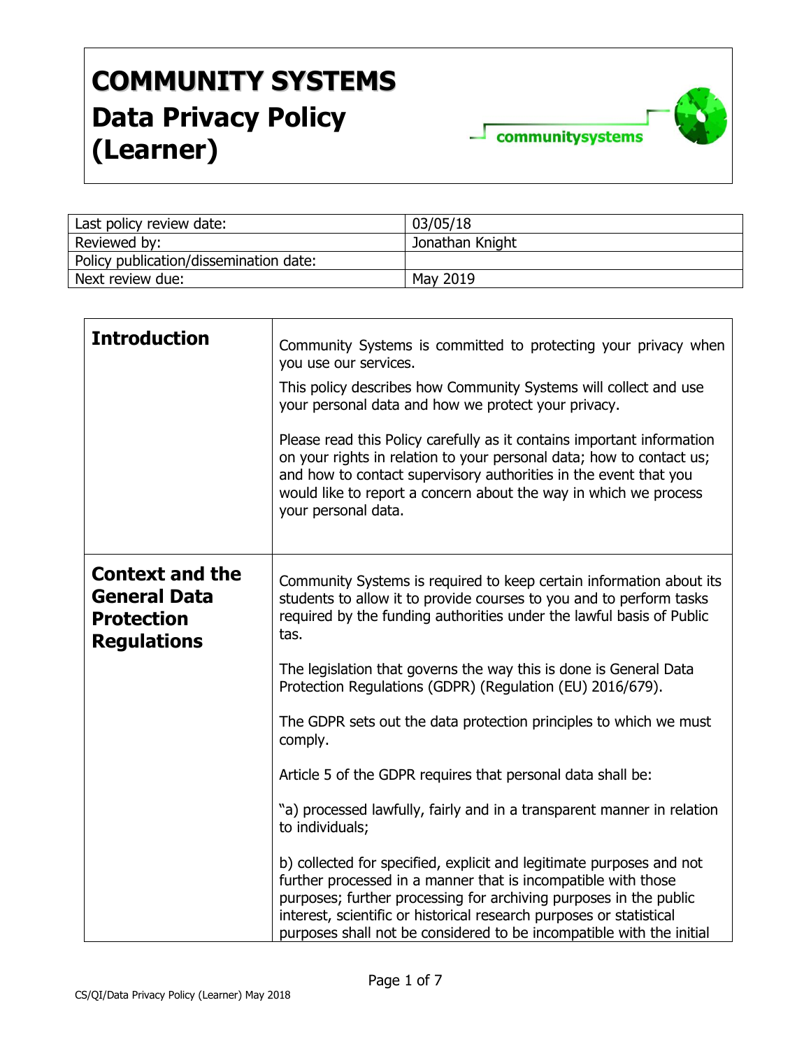# COMMUNITY SYSTEMS
# Data Privacy Policy (Learner)

| Last policy review date: | 03/05/18 |
|---|---|
| Reviewed by: | Jonathan Knight |
| Policy publication/dissemination date: | |
| Next review due: | May 2019 |

## Introduction

Community Systems is committed to protecting your privacy when you use our services.

This policy describes how Community Systems will collect and use your personal data and how we protect your privacy.

Please read this Policy carefully as it contains important information on your rights in relation to your personal data; how to contact us; and how to contact supervisory authorities in the event that you would like to report a concern about the way in which we process your personal data.

## Context and the General Data Protection Regulations

Community Systems is required to keep certain information about its students to allow it to provide courses to you and to perform tasks required by the funding authorities under the lawful basis of Public tas.

The legislation that governs the way this is done is General Data Protection Regulations (GDPR) (Regulation (EU) 2016/679).

The GDPR sets out the data protection principles to which we must comply.

Article 5 of the GDPR requires that personal data shall be:

"a) processed lawfully, fairly and in a transparent manner in relation to individuals;

b) collected for specified, explicit and legitimate purposes and not further processed in a manner that is incompatible with those purposes; further processing for archiving purposes in the public interest, scientific or historical research purposes or statistical purposes shall not be considered to be incompatible with the initial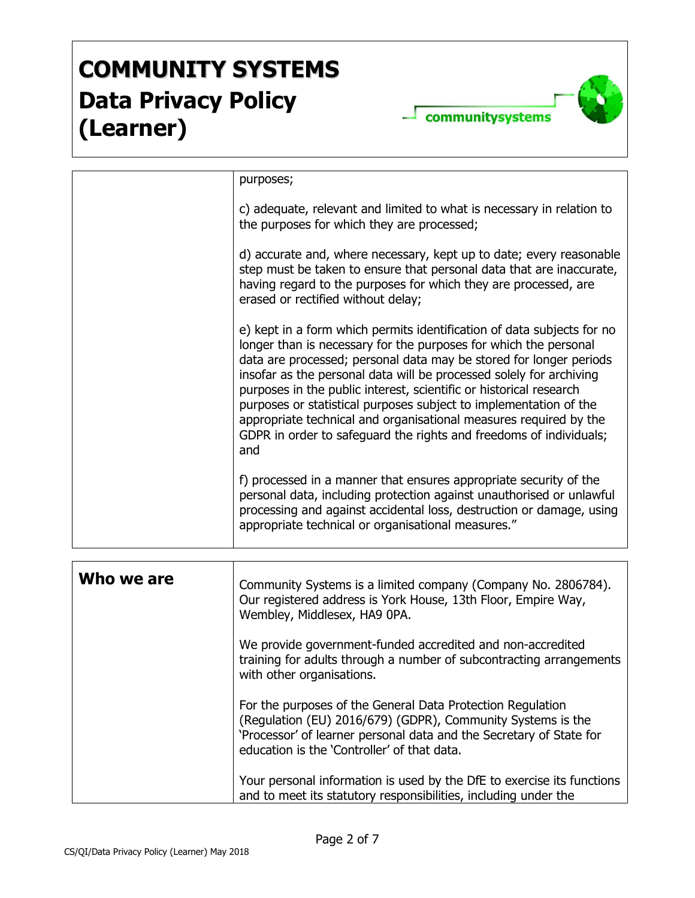purposes;

c) adequate, relevant and limited to what is necessary in relation to the purposes for which they are processed;

d) accurate and, where necessary, kept up to date; every reasonable step must be taken to ensure that personal data that are inaccurate, having regard to the purposes for which they are processed, are erased or rectified without delay;

e) kept in a form which permits identification of data subjects for no longer than is necessary for the purposes for which the personal data are processed; personal data may be stored for longer periods insofar as the personal data will be processed solely for archiving purposes in the public interest, scientific or historical research purposes or statistical purposes subject to implementation of the appropriate technical and organisational measures required by the GDPR in order to safeguard the rights and freedoms of individuals; and

f) processed in a manner that ensures appropriate security of the personal data, including protection against unauthorised or unlawful processing and against accidental loss, destruction or damage, using appropriate technical or organisational measures."

## Who we are

Community Systems is a limited company (Company No. 2806784). Our registered address is York House, 13th Floor, Empire Way, Wembley, Middlesex, HA9 0PA.

We provide government-funded accredited and non-accredited training for adults through a number of subcontracting arrangements with other organisations.

For the purposes of the General Data Protection Regulation (Regulation (EU) 2016/679) (GDPR), Community Systems is the 'Processor' of learner personal data and the Secretary of State for education is the 'Controller' of that data.

Your personal information is used by the DfE to exercise its functions and to meet its statutory responsibilities, including under the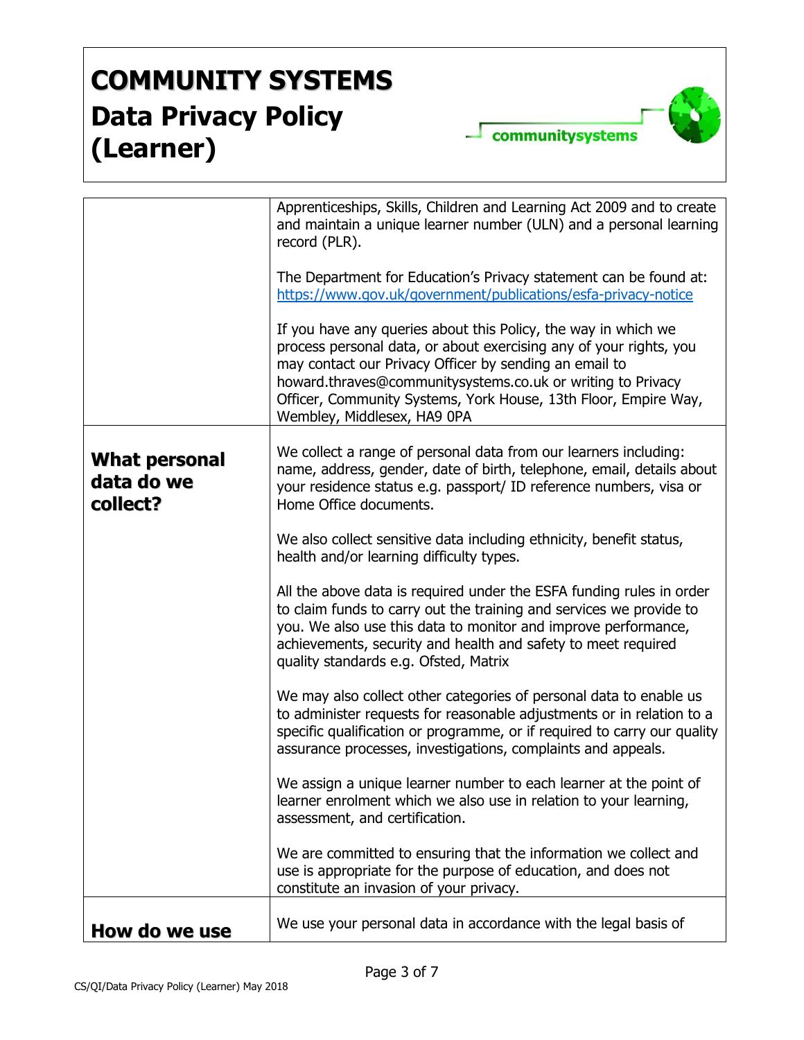| | |
|---|---|
| | Apprenticeships, Skills, Children and Learning Act 2009 and to create and maintain a unique learner number (ULN) and a personal learning record (PLR).<br><br>The Department for Education's Privacy statement can be found at: [https://www.gov.uk/government/publications/esfa-privacy-notice](https://www.gov.uk/government/publications/esfa-privacy-notice)<br><br>If you have any queries about this Policy, the way in which we process personal data, or about exercising any of your rights, you may contact our Privacy Officer by sending an email to howard.thraves@communitysystems.co.uk or writing to Privacy Officer, Community Systems, York House, 13th Floor, Empire Way, Wembley, Middlesex, HA9 0PA |
| **What personal data do we collect?** | We collect a range of personal data from our learners including: name, address, gender, date of birth, telephone, email, details about your residence status e.g. passport/ ID reference numbers, visa or Home Office documents.<br><br>We also collect sensitive data including ethnicity, benefit status, health and/or learning difficulty types.<br><br>All the above data is required under the ESFA funding rules in order to claim funds to carry out the training and services we provide to you. We also use this data to monitor and improve performance, achievements, security and health and safety to meet required quality standards e.g. Ofsted, Matrix<br><br>We may also collect other categories of personal data to enable us to administer requests for reasonable adjustments or in relation to a specific qualification or programme, or if required to carry our quality assurance processes, investigations, complaints and appeals.<br><br>We assign a unique learner number to each learner at the point of learner enrolment which we also use in relation to your learning, assessment, and certification.<br><br>We are committed to ensuring that the information we collect and use is appropriate for the purpose of education, and does not constitute an invasion of your privacy. |
| **How do we use** | We use your personal data in accordance with the legal basis of |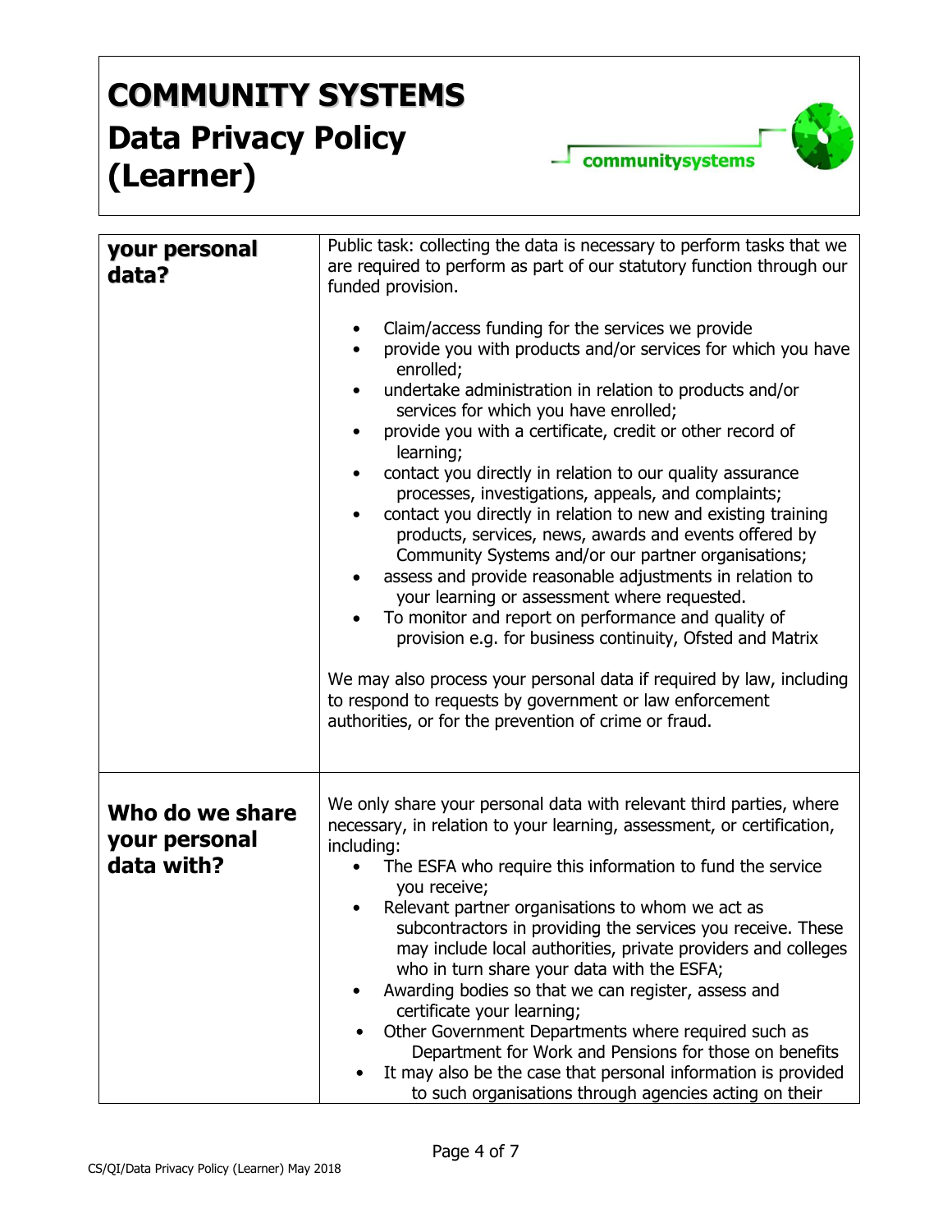| | |
|---|---|
| **your personal data?** | Public task: collecting the data is necessary to perform tasks that we are required to perform as part of our statutory function through our funded provision.<br><br>• Claim/access funding for the services we provide<br>• provide you with products and/or services for which you have enrolled;<br>• undertake administration in relation to products and/or services for which you have enrolled;<br>• provide you with a certificate, credit or other record of learning;<br>• contact you directly in relation to our quality assurance processes, investigations, appeals, and complaints;<br>• contact you directly in relation to new and existing training products, services, news, awards and events offered by Community Systems and/or our partner organisations;<br>• assess and provide reasonable adjustments in relation to your learning or assessment where requested.<br>• To monitor and report on performance and quality of provision e.g. for business continuity, Ofsted and Matrix<br><br>We may also process your personal data if required by law, including to respond to requests by government or law enforcement authorities, or for the prevention of crime or fraud. |
| **Who do we share your personal data with?** | We only share your personal data with relevant third parties, where necessary, in relation to your learning, assessment, or certification, including:<br>• The ESFA who require this information to fund the service you receive;<br>• Relevant partner organisations to whom we act as subcontractors in providing the services you receive. These may include local authorities, private providers and colleges who in turn share your data with the ESFA;<br>• Awarding bodies so that we can register, assess and certificate your learning;<br>• Other Government Departments where required such as Department for Work and Pensions for those on benefits<br>• It may also be the case that personal information is provided to such organisations through agencies acting on their |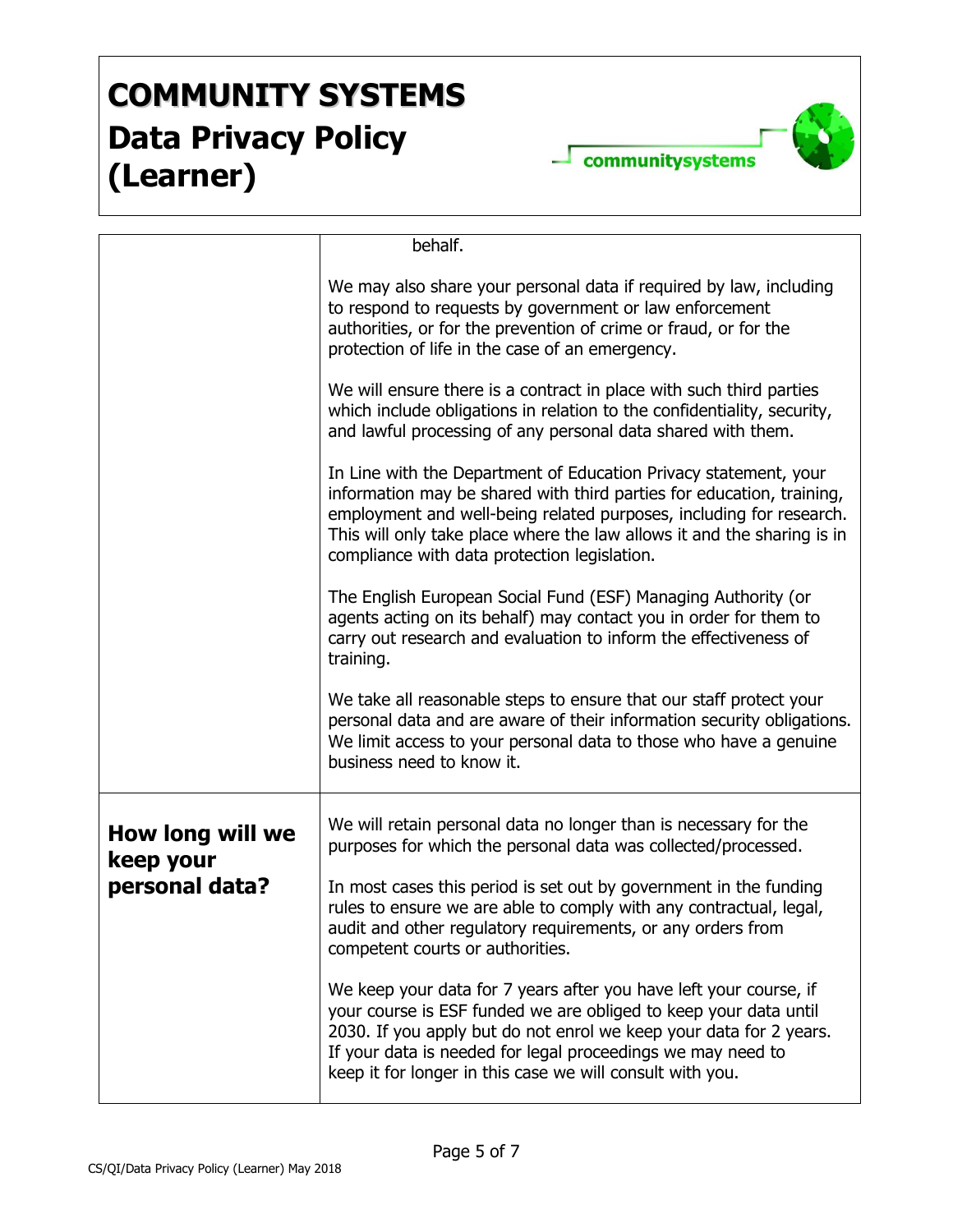| | |
|---|---|
| | behalf.<br><br>We may also share your personal data if required by law, including to respond to requests by government or law enforcement authorities, or for the prevention of crime or fraud, or for the protection of life in the case of an emergency.<br><br>We will ensure there is a contract in place with such third parties which include obligations in relation to the confidentiality, security, and lawful processing of any personal data shared with them.<br><br>In Line with the Department of Education Privacy statement, your information may be shared with third parties for education, training, employment and well-being related purposes, including for research. This will only take place where the law allows it and the sharing is in compliance with data protection legislation.<br><br>The English European Social Fund (ESF) Managing Authority (or agents acting on its behalf) may contact you in order for them to carry out research and evaluation to inform the effectiveness of training.<br><br>We take all reasonable steps to ensure that our staff protect your personal data and are aware of their information security obligations. We limit access to your personal data to those who have a genuine business need to know it. |
| **How long will we keep your personal data?** | We will retain personal data no longer than is necessary for the purposes for which the personal data was collected/processed.<br><br>In most cases this period is set out by government in the funding rules to ensure we are able to comply with any contractual, legal, audit and other regulatory requirements, or any orders from competent courts or authorities.<br><br>We keep your data for 7 years after you have left your course, if your course is ESF funded we are obliged to keep your data until 2030. If you apply but do not enrol we keep your data for 2 years. If your data is needed for legal proceedings we may need to keep it for longer in this case we will consult with you. |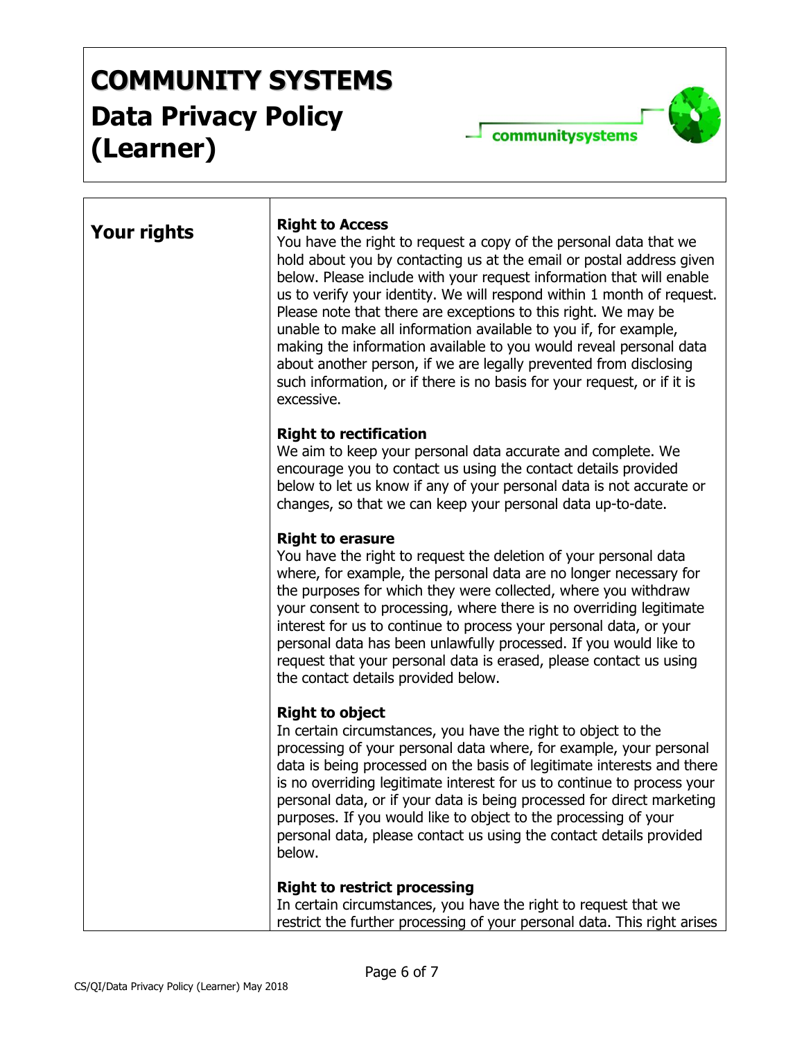# COMMUNITY SYSTEMS
# Data Privacy Policy (Learner)

## Your rights

**Right to Access**
You have the right to request a copy of the personal data that we hold about you by contacting us at the email or postal address given below. Please include with your request information that will enable us to verify your identity. We will respond within 1 month of request. Please note that there are exceptions to this right. We may be unable to make all information available to you if, for example, making the information available to you would reveal personal data about another person, if we are legally prevented from disclosing such information, or if there is no basis for your request, or if it is excessive.

**Right to rectification**
We aim to keep your personal data accurate and complete. We encourage you to contact us using the contact details provided below to let us know if any of your personal data is not accurate or changes, so that we can keep your personal data up-to-date.

**Right to erasure**
You have the right to request the deletion of your personal data where, for example, the personal data are no longer necessary for the purposes for which they were collected, where you withdraw your consent to processing, where there is no overriding legitimate interest for us to continue to process your personal data, or your personal data has been unlawfully processed. If you would like to request that your personal data is erased, please contact us using the contact details provided below.

**Right to object**
In certain circumstances, you have the right to object to the processing of your personal data where, for example, your personal data is being processed on the basis of legitimate interests and there is no overriding legitimate interest for us to continue to process your personal data, or if your data is being processed for direct marketing purposes. If you would like to object to the processing of your personal data, please contact us using the contact details provided below.

**Right to restrict processing**
In certain circumstances, you have the right to request that we restrict the further processing of your personal data. This right arises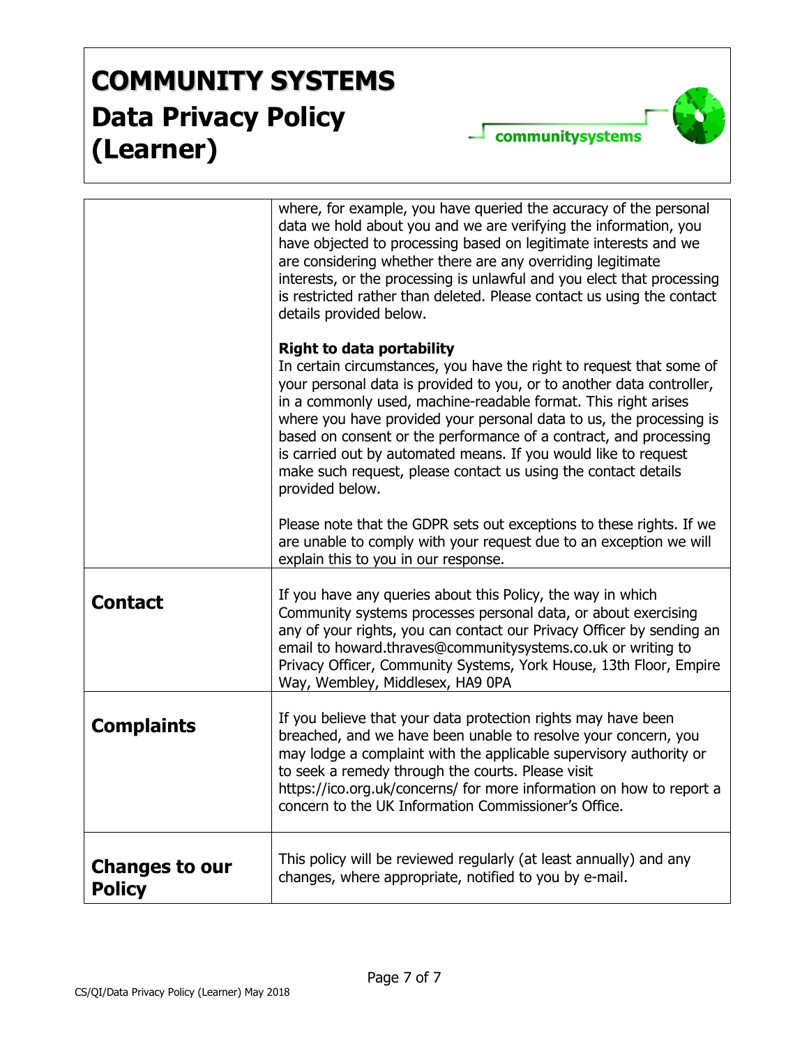| | |
|---|---|
| | where, for example, you have queried the accuracy of the personal data we hold about you and we are verifying the information, you have objected to processing based on legitimate interests and we are considering whether there are any overriding legitimate interests, or the processing is unlawful and you elect that processing is restricted rather than deleted. Please contact us using the contact details provided below.<br><br>**Right to data portability**<br>In certain circumstances, you have the right to request that some of your personal data is provided to you, or to another data controller, in a commonly used, machine-readable format. This right arises where you have provided your personal data to us, the processing is based on consent or the performance of a contract, and processing is carried out by automated means. If you would like to request make such request, please contact us using the contact details provided below.<br><br>Please note that the GDPR sets out exceptions to these rights. If we are unable to comply with your request due to an exception we will explain this to you in our response. |
| **Contact** | If you have any queries about this Policy, the way in which Community systems processes personal data, or about exercising any of your rights, you can contact our Privacy Officer by sending an email to howard.thraves@communitysystems.co.uk or writing to Privacy Officer, Community Systems, York House, 13th Floor, Empire Way, Wembley, Middlesex, HA9 0PA |
| **Complaints** | If you believe that your data protection rights may have been breached, and we have been unable to resolve your concern, you may lodge a complaint with the applicable supervisory authority or to seek a remedy through the courts. Please visit https://ico.org.uk/concerns/ for more information on how to report a concern to the UK Information Commissioner's Office. |
| **Changes to our Policy** | This policy will be reviewed regularly (at least annually) and any changes, where appropriate, notified to you by e-mail. |